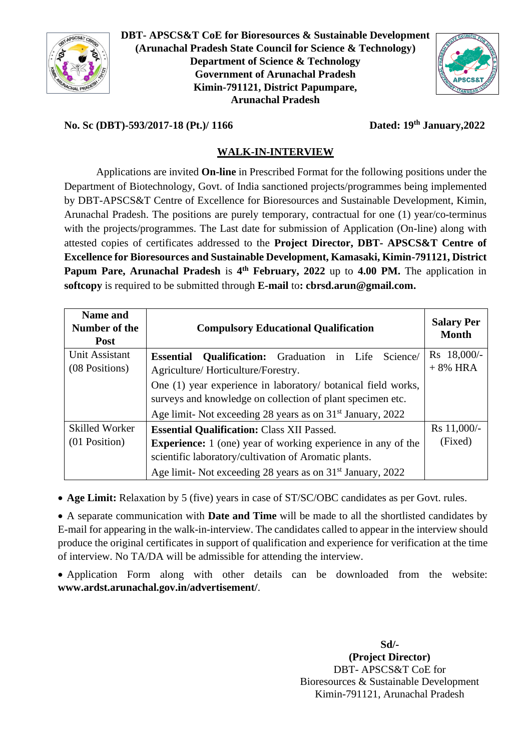**DBT- APSCS&T CoE for Bioresources & Sustainable Development**
**(Arunachal Pradesh State Council for Science & Technology)**
**Department of Science & Technology**
**Government of Arunachal Pradesh**
**Kimin-791121, District Papumpare,**
**Arunachal Pradesh**

**No. Sc (DBT)-593/2017-18 (Pt.)/ 1166** **Dated: 19th January,2022**

## WALK-IN-INTERVIEW

Applications are invited **On-line** in Prescribed Format for the following positions under the Department of Biotechnology, Govt. of India sanctioned projects/programmes being implemented by DBT-APSCS&T Centre of Excellence for Bioresources and Sustainable Development, Kimin, Arunachal Pradesh. The positions are purely temporary, contractual for one (1) year/co-terminus with the projects/programmes. The Last date for submission of Application (On-line) along with attested copies of certificates addressed to the **Project Director, DBT- APSCS&T Centre of Excellence for Bioresources and Sustainable Development, Kamasaki, Kimin-791121, District Papum Pare, Arunachal Pradesh** is **4th February, 2022** up to **4.00 PM.** The application in **softcopy** is required to be submitted through **E-mail** to**: cbrsd.arun@gmail.com.**

| Name and Number of the Post | Compulsory Educational Qualification | Salary Per Month |
|---|---|---|
| Unit Assistant (08 Positions) | **Essential Qualification:** Graduation in Life Science/ Agriculture/ Horticulture/Forestry.<br>One (1) year experience in laboratory/ botanical field works, surveys and knowledge on collection of plant specimen etc.<br>Age limit- Not exceeding 28 years as on 31st January, 2022 | Rs 18,000/- + 8% HRA |
| Skilled Worker (01 Position) | **Essential Qualification:** Class XII Passed.<br>**Experience:** 1 (one) year of working experience in any of the scientific laboratory/cultivation of Aromatic plants.<br>Age limit- Not exceeding 28 years as on 31st January, 2022 | Rs 11,000/- (Fixed) |

- **Age Limit:** Relaxation by 5 (five) years in case of ST/SC/OBC candidates as per Govt. rules.
- A separate communication with **Date and Time** will be made to all the shortlisted candidates by E-mail for appearing in the walk-in-interview. The candidates called to appear in the interview should produce the original certificates in support of qualification and experience for verification at the time of interview. No TA/DA will be admissible for attending the interview.
- Application Form along with other details can be downloaded from the website: **www.ardst.arunachal.gov.in/advertisement/**.

**Sd/-**
**(Project Director)**
DBT- APSCS&T CoE for
Bioresources & Sustainable Development
Kimin-791121, Arunachal Pradesh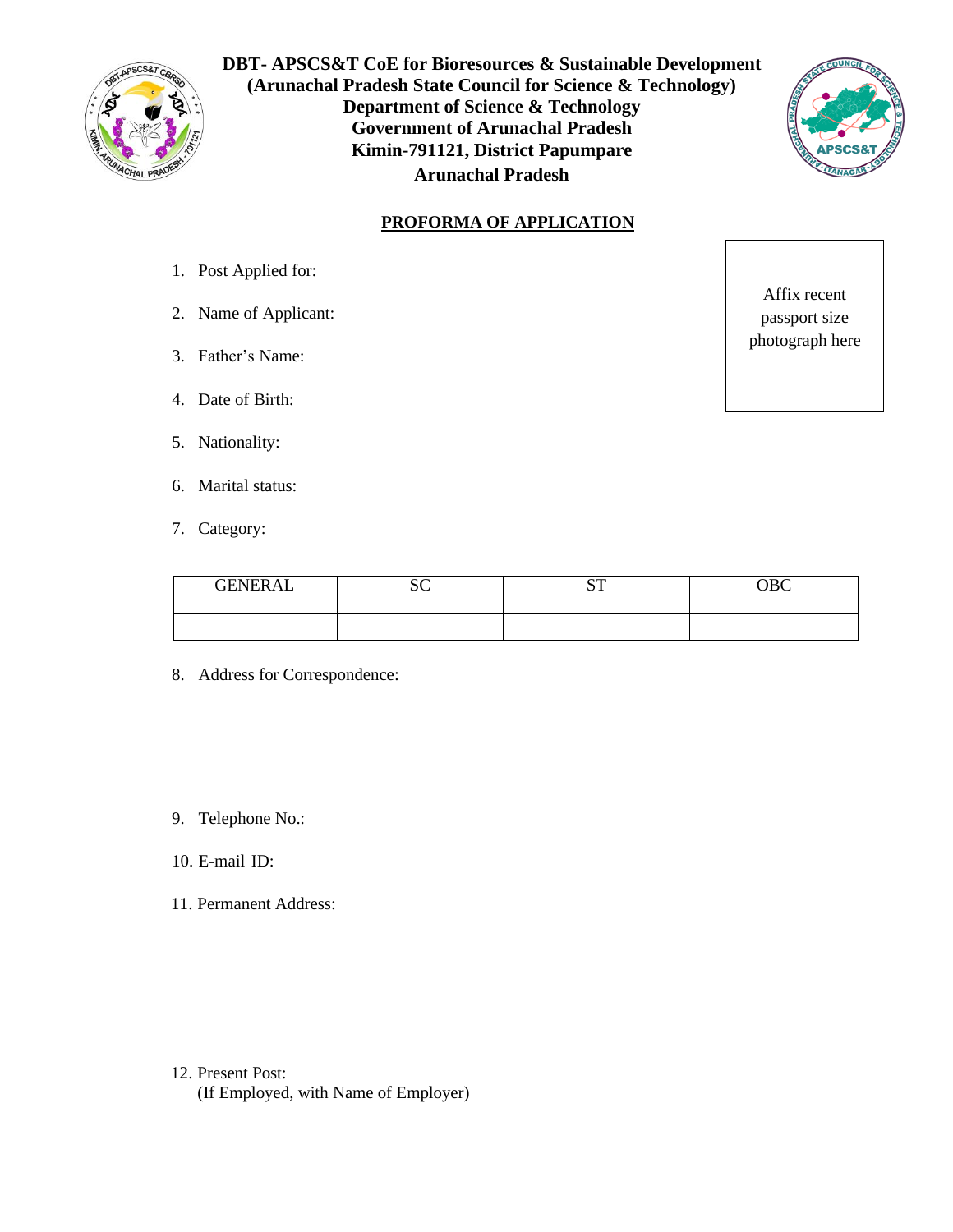**DBT- APSCS&T CoE for Bioresources & Sustainable Development**
**(Arunachal Pradesh State Council for Science & Technology)**
**Department of Science & Technology**
**Government of Arunachal Pradesh**
**Kimin-791121, District Papumpare**
**Arunachal Pradesh**

## PROFORMA OF APPLICATION

Affix recent passport size photograph here

1. Post Applied for:
2. Name of Applicant:
3. Father's Name:
4. Date of Birth:
5. Nationality:
6. Marital status:
7. Category:

| GENERAL | SC | ST | OBC |
|---|---|---|---|
| | | | |

8. Address for Correspondence:

9. Telephone No.:
10. E-mail ID:
11. Permanent Address:

12. Present Post:
    (If Employed, with Name of Employer)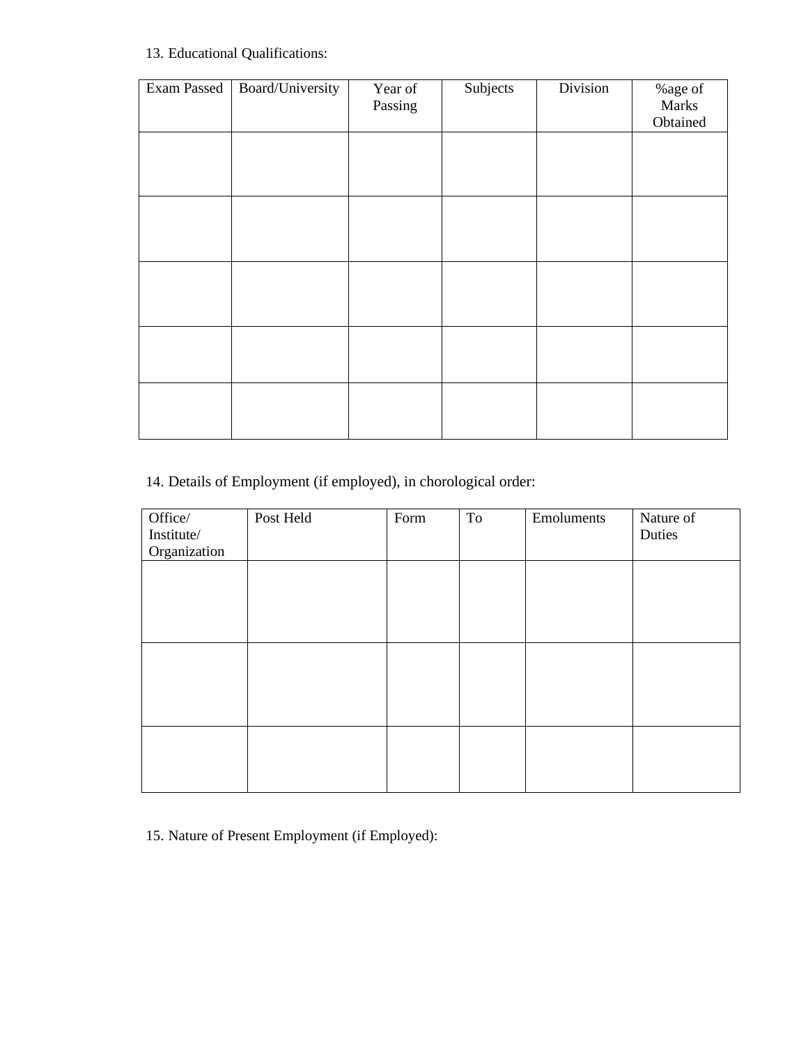13. Educational Qualifications:

| Exam Passed | Board/University | Year of Passing | Subjects | Division | %age of Marks Obtained |
|---|---|---|---|---|---|
| | | | | | |
| | | | | | |
| | | | | | |
| | | | | | |
| | | | | | |

14. Details of Employment (if employed), in chorological order:

| Office/ Institute/ Organization | Post Held | Form | To | Emoluments | Nature of Duties |
|---|---|---|---|---|---|
| | | | | | |
| | | | | | |
| | | | | | |

15. Nature of Present Employment (if Employed):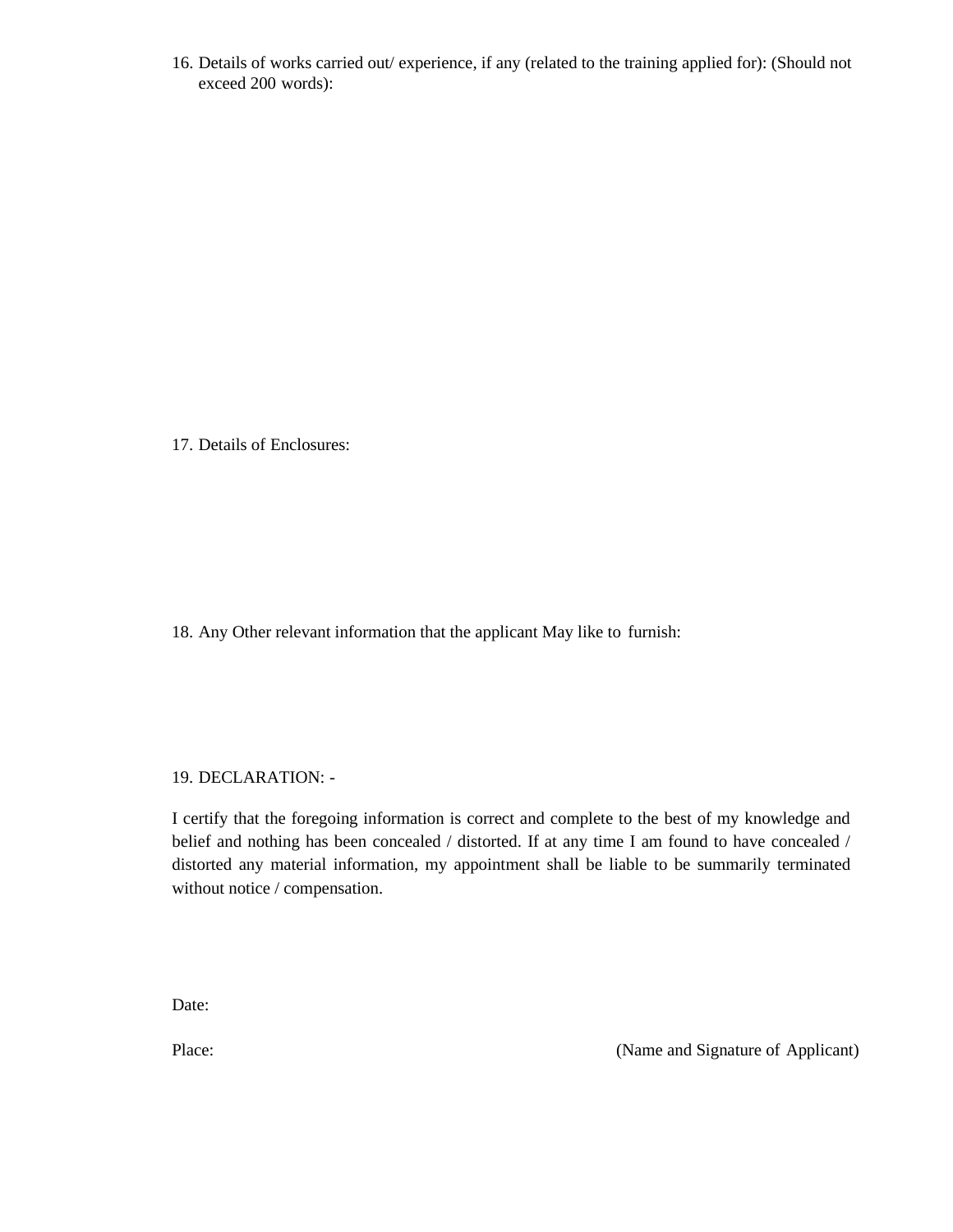16. Details of works carried out/ experience, if any (related to the training applied for): (Should not exceed 200 words):

17. Details of Enclosures:

18. Any Other relevant information that the applicant May like to furnish:

19. DECLARATION: -

I certify that the foregoing information is correct and complete to the best of my knowledge and belief and nothing has been concealed / distorted. If at any time I am found to have concealed / distorted any material information, my appointment shall be liable to be summarily terminated without notice / compensation.

Date:

Place: (Name and Signature of Applicant)